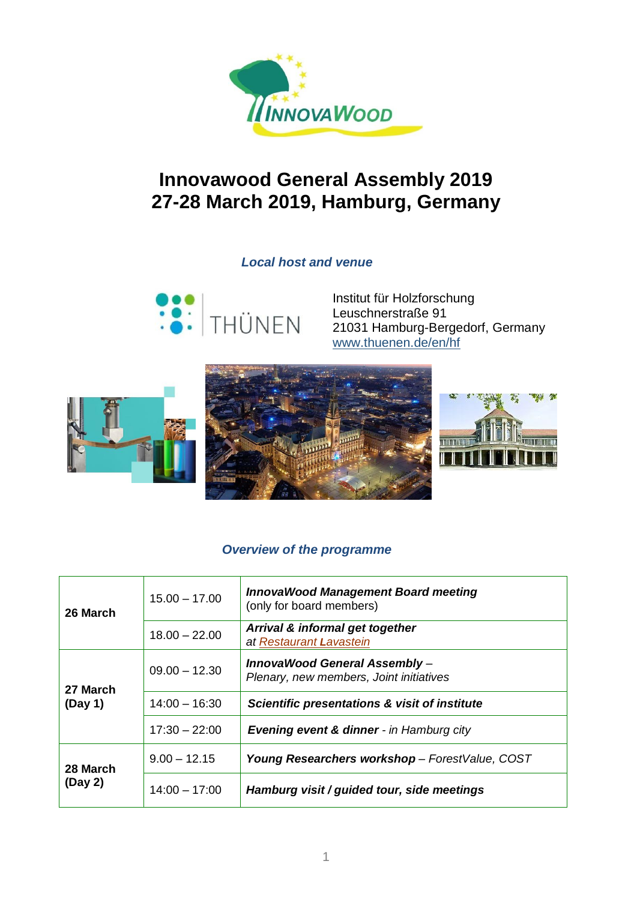# Innovawood General Assembly 2019
# 27-28 March 2019, Hamburg, Germany

### *Local host and venue*

Institut für Holzforschung
Leuschnerstraße 91
21031 Hamburg-Bergedorf, Germany
www.thuenen.de/en/hf

### *Overview of the programme*

| | | |
|---|---|---|
| **26 March** | 15.00 – 17.00 | ***InnovaWood Management Board meeting*** (only for board members) |
| | 18.00 – 22.00 | ***Arrival & informal get together*** *at Restaurant Lavastein* |
| **27 March (Day 1)** | 09.00 – 12.30 | ***InnovaWood General Assembly*** – *Plenary, new members, Joint initiatives* |
| | 14:00 – 16:30 | ***Scientific presentations & visit of institute*** |
| | 17:30 – 22:00 | ***Evening event & dinner*** *- in Hamburg city* |
| **28 March (Day 2)** | 9.00 – 12.15 | ***Young Researchers workshop*** *– ForestValue, COST* |
| | 14:00 – 17:00 | ***Hamburg visit / guided tour, side meetings*** |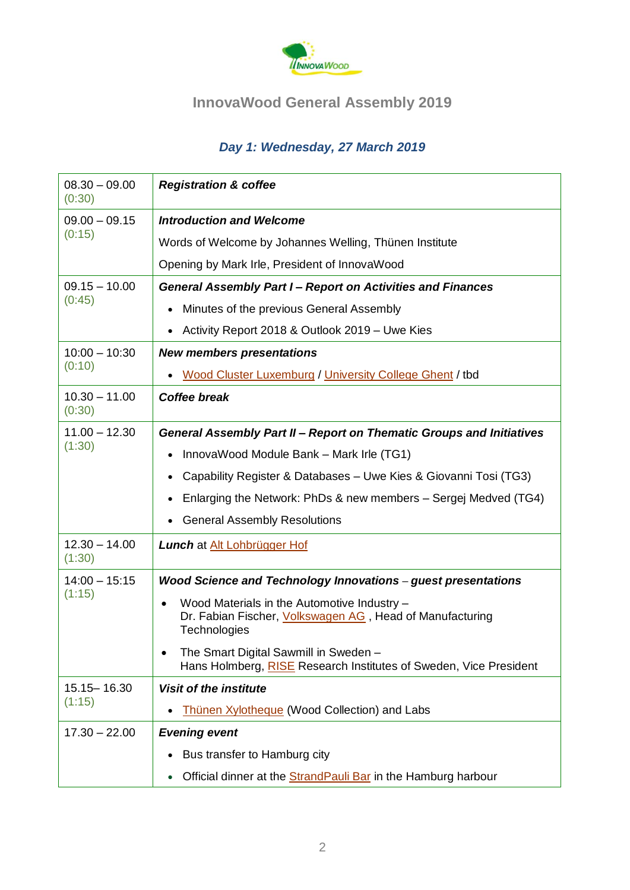# InnovaWood General Assembly 2019

## *Day 1: Wednesday, 27 March 2019*

| Time | Programme |
|---|---|
| 08.30 – 09.00 (0:30) | ***Registration & coffee*** |
| 09.00 – 09.15 (0:15) | ***Introduction and Welcome*** <br> Words of Welcome by Johannes Welling, Thünen Institute <br> Opening by Mark Irle, President of InnovaWood |
| 09.15 – 10.00 (0:45) | ***General Assembly Part I – Report on Activities and Finances*** <br> • Minutes of the previous General Assembly <br> • Activity Report 2018 & Outlook 2019 – Uwe Kies |
| 10:00 – 10:30 (0:10) | ***New members presentations*** <br> • Wood Cluster Luxemburg / University College Ghent / tbd |
| 10.30 – 11.00 (0:30) | ***Coffee break*** |
| 11.00 – 12.30 (1:30) | ***General Assembly Part II – Report on Thematic Groups and Initiatives*** <br> • InnovaWood Module Bank – Mark Irle (TG1) <br> • Capability Register & Databases – Uwe Kies & Giovanni Tosi (TG3) <br> • Enlarging the Network: PhDs & new members – Sergej Medved (TG4) <br> • General Assembly Resolutions |
| 12.30 – 14.00 (1:30) | ***Lunch*** at Alt Lohbrügger Hof |
| 14:00 – 15:15 (1:15) | ***Wood Science and Technology Innovations** – **guest presentations*** <br> • Wood Materials in the Automotive Industry – Dr. Fabian Fischer, Volkswagen AG , Head of Manufacturing Technologies <br> • The Smart Digital Sawmill in Sweden – Hans Holmberg, RISE Research Institutes of Sweden, Vice President |
| 15.15– 16.30 (1:15) | ***Visit of the institute*** <br> • Thünen Xylotheque (Wood Collection) and Labs |
| 17.30 – 22.00 | ***Evening event*** <br> • Bus transfer to Hamburg city <br> • Official dinner at the StrandPauli Bar in the Hamburg harbour |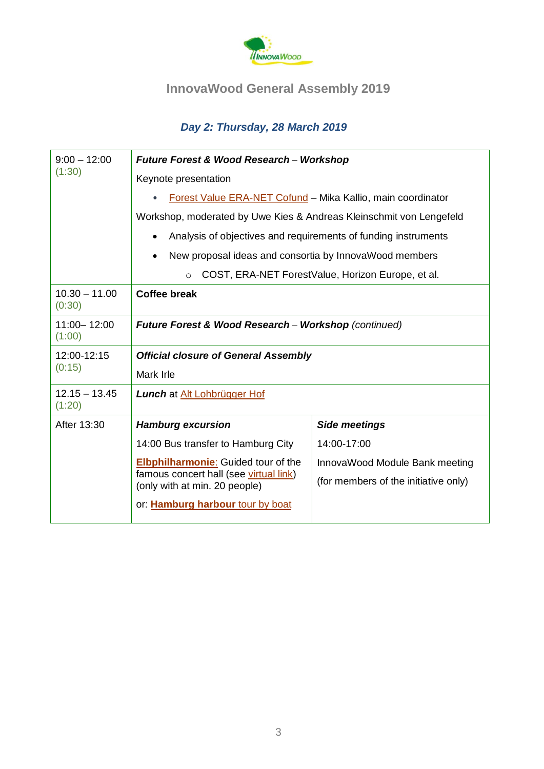# InnovaWood General Assembly 2019

## *Day 2: Thursday, 28 March 2019*

| | | |
|---|---|---|
| 9:00 – 12:00 (1:30) | ***Future Forest & Wood Research – Workshop***<br>Keynote presentation<br>• Forest Value ERA-NET Cofund – Mika Kallio, main coordinator<br>Workshop, moderated by Uwe Kies & Andreas Kleinschmit von Lengefeld<br>• Analysis of objectives and requirements of funding instruments<br>• New proposal ideas and consortia by InnovaWood members<br>  ○ COST, ERA-NET ForestValue, Horizon Europe, et al. | |
| 10.30 – 11.00 (0:30) | **Coffee break** | |
| 11:00– 12:00 (1:00) | ***Future Forest & Wood Research – Workshop*** *(continued)* | |
| 12:00-12:15 (0:15) | ***Official closure of General Assembly***<br>Mark Irle | |
| 12.15 – 13.45 (1:20) | ***Lunch*** at Alt Lohbrügger Hof | |
| After 13:30 | ***Hamburg excursion***<br>14:00 Bus transfer to Hamburg City<br>**Elbphilharmonie**: Guided tour of the famous concert hall (see virtual link) (only with at min. 20 people)<br>or: **Hamburg harbour** tour by boat | ***Side meetings***<br>14:00-17:00<br>InnovaWood Module Bank meeting<br>(for members of the initiative only) |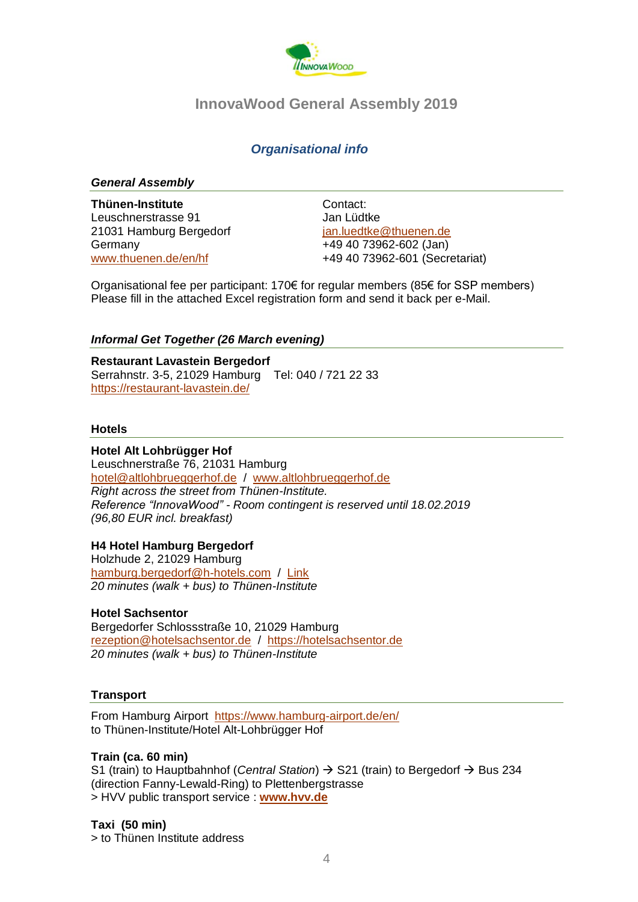# InnovaWood General Assembly 2019

## *Organisational info*

### *General Assembly*

**Thünen-Institute**
Leuschnerstrasse 91
21031 Hamburg Bergedorf
Germany
www.thuenen.de/en/hf

Contact:
Jan Lüdtke
jan.luedtke@thuenen.de
+49 40 73962-602 (Jan)
+49 40 73962-601 (Secretariat)

Organisational fee per participant: 170€ for regular members (85€ for SSP members)
Please fill in the attached Excel registration form and send it back per e-Mail.

### *Informal Get Together (26 March evening)*

**Restaurant Lavastein Bergedorf**
Serrahnstr. 3-5, 21029 Hamburg  Tel: 040 / 721 22 33
https://restaurant-lavastein.de/

### Hotels

**Hotel Alt Lohbrügger Hof**
Leuschnerstraße 76, 21031 Hamburg
hotel@altlohbrueggerhof.de / www.altlohbrueggerhof.de
*Right across the street from Thünen-Institute.*
*Reference "InnovaWood" - Room contingent is reserved until 18.02.2019*
*(96,80 EUR incl. breakfast)*

**H4 Hotel Hamburg Bergedorf**
Holzhude 2, 21029 Hamburg
hamburg.bergedorf@h-hotels.com / Link
*20 minutes (walk + bus) to Thünen-Institute*

**Hotel Sachsentor**
Bergedorfer Schlossstraße 10, 21029 Hamburg
rezeption@hotelsachsentor.de / https://hotelsachsentor.de
*20 minutes (walk + bus) to Thünen-Institute*

### Transport

From Hamburg Airport https://www.hamburg-airport.de/en/
to Thünen-Institute/Hotel Alt-Lohbrügger Hof

**Train (ca. 60 min)**
S1 (train) to Hauptbahnhof (*Central Station*) → S21 (train) to Bergedorf → Bus 234 (direction Fanny-Lewald-Ring) to Plettenbergstrasse
> HVV public transport service : **www.hvv.de**

**Taxi (50 min)**
> to Thünen Institute address